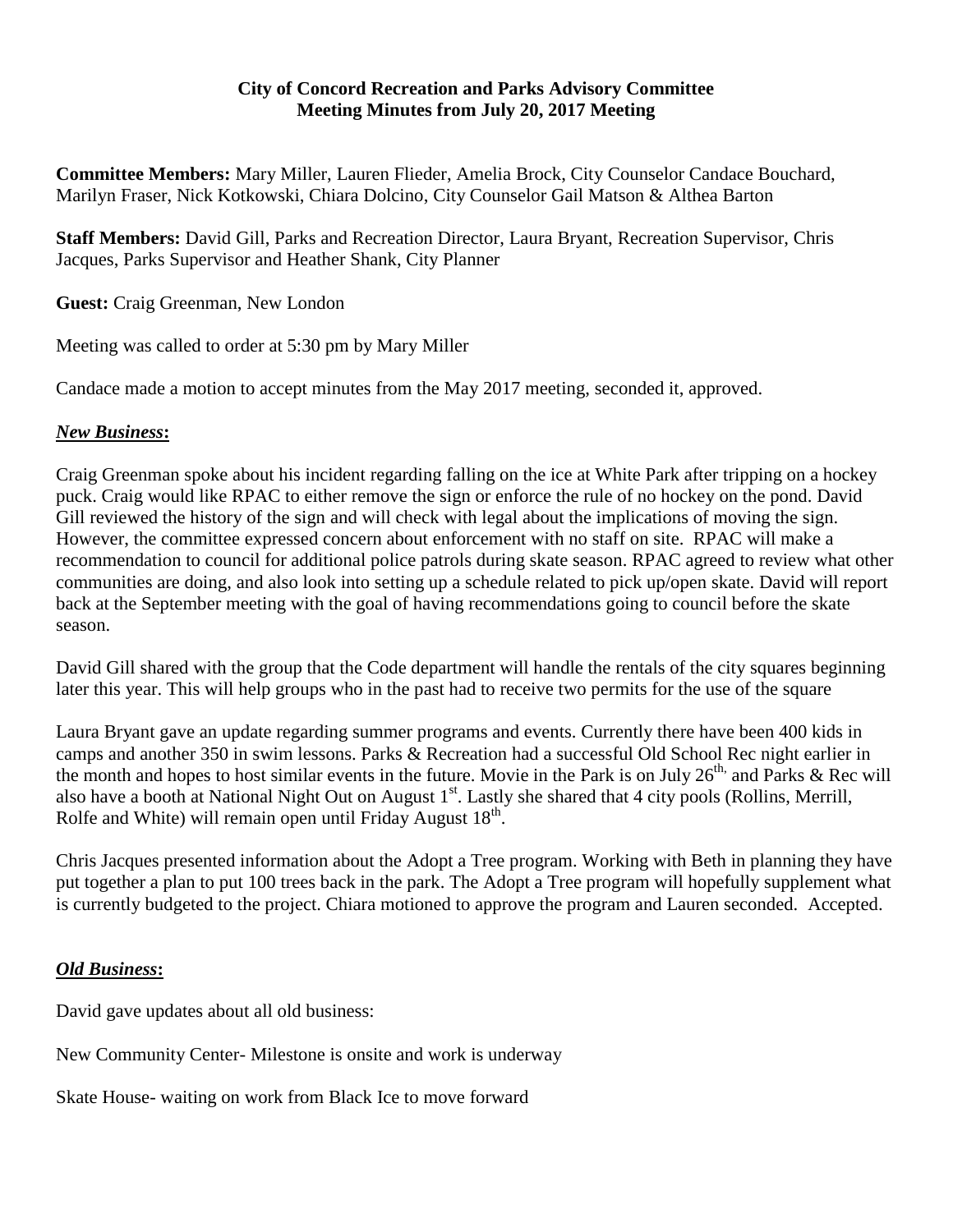# City of Concord Recreation and Parks Advisory Committee
## Meeting Minutes from July 20, 2017 Meeting

**Committee Members:** Mary Miller, Lauren Flieder, Amelia Brock, City Counselor Candace Bouchard, Marilyn Fraser, Nick Kotkowski, Chiara Dolcino, City Counselor Gail Matson & Althea Barton

**Staff Members:** David Gill, Parks and Recreation Director, Laura Bryant, Recreation Supervisor, Chris Jacques, Parks Supervisor and Heather Shank, City Planner

**Guest:** Craig Greenman, New London

Meeting was called to order at 5:30 pm by Mary Miller

Candace made a motion to accept minutes from the May 2017 meeting, seconded it, approved.

### ***New Business*:**

Craig Greenman spoke about his incident regarding falling on the ice at White Park after tripping on a hockey puck. Craig would like RPAC to either remove the sign or enforce the rule of no hockey on the pond. David Gill reviewed the history of the sign and will check with legal about the implications of moving the sign. However, the committee expressed concern about enforcement with no staff on site. RPAC will make a recommendation to council for additional police patrols during skate season. RPAC agreed to review what other communities are doing, and also look into setting up a schedule related to pick up/open skate. David will report back at the September meeting with the goal of having recommendations going to council before the skate season.

David Gill shared with the group that the Code department will handle the rentals of the city squares beginning later this year. This will help groups who in the past had to receive two permits for the use of the square

Laura Bryant gave an update regarding summer programs and events. Currently there have been 400 kids in camps and another 350 in swim lessons. Parks & Recreation had a successful Old School Rec night earlier in the month and hopes to host similar events in the future. Movie in the Park is on July 26th, and Parks & Rec will also have a booth at National Night Out on August 1st. Lastly she shared that 4 city pools (Rollins, Merrill, Rolfe and White) will remain open until Friday August 18th.

Chris Jacques presented information about the Adopt a Tree program. Working with Beth in planning they have put together a plan to put 100 trees back in the park. The Adopt a Tree program will hopefully supplement what is currently budgeted to the project. Chiara motioned to approve the program and Lauren seconded. Accepted.

### ***Old Business*:**

David gave updates about all old business:

New Community Center- Milestone is onsite and work is underway

Skate House- waiting on work from Black Ice to move forward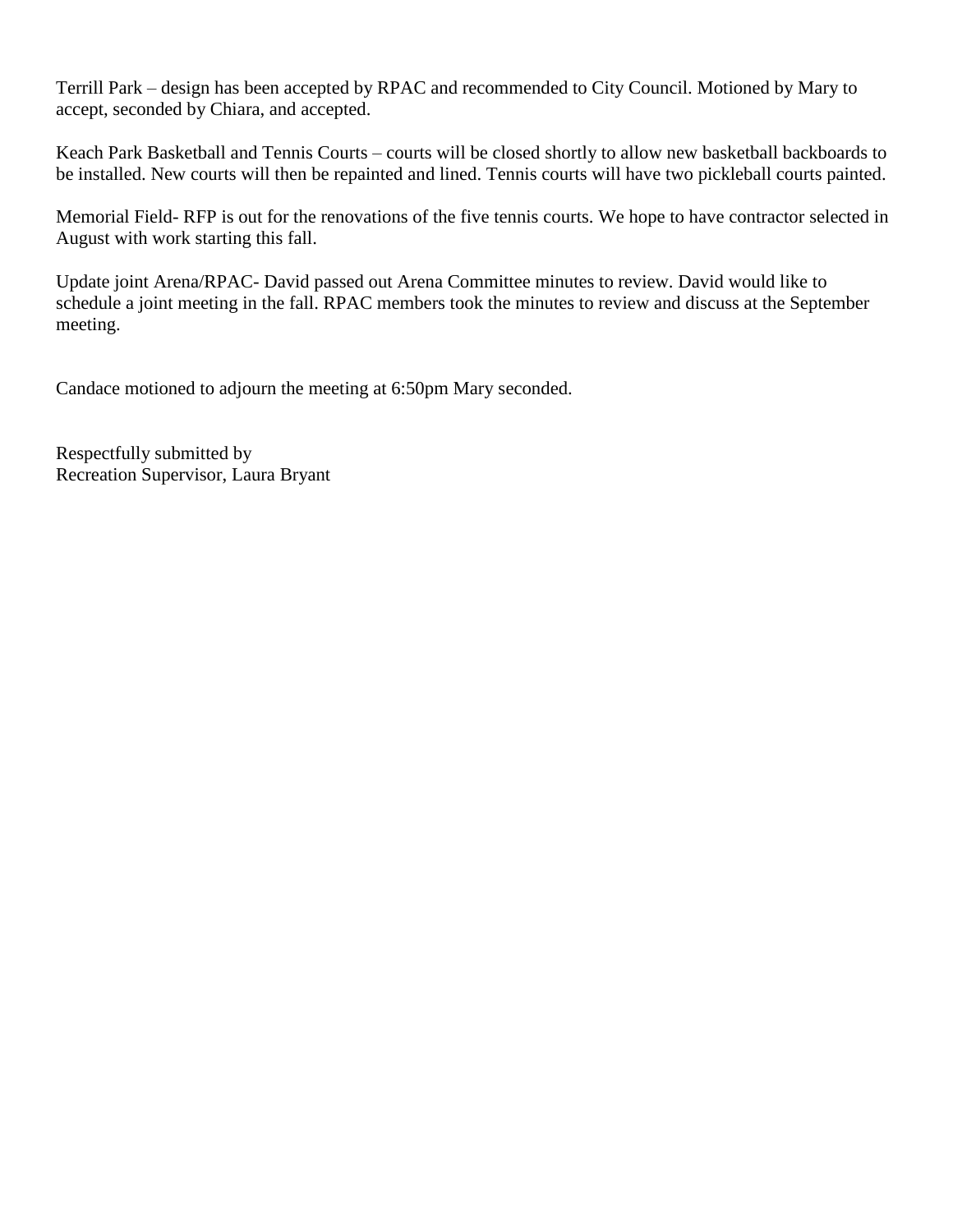Terrill Park – design has been accepted by RPAC and recommended to City Council. Motioned by Mary to accept, seconded by Chiara, and accepted.

Keach Park Basketball and Tennis Courts – courts will be closed shortly to allow new basketball backboards to be installed. New courts will then be repainted and lined. Tennis courts will have two pickleball courts painted.

Memorial Field- RFP is out for the renovations of the five tennis courts. We hope to have contractor selected in August with work starting this fall.

Update joint Arena/RPAC- David passed out Arena Committee minutes to review. David would like to schedule a joint meeting in the fall. RPAC members took the minutes to review and discuss at the September meeting.

Candace motioned to adjourn the meeting at 6:50pm Mary seconded.

Respectfully submitted by
Recreation Supervisor, Laura Bryant